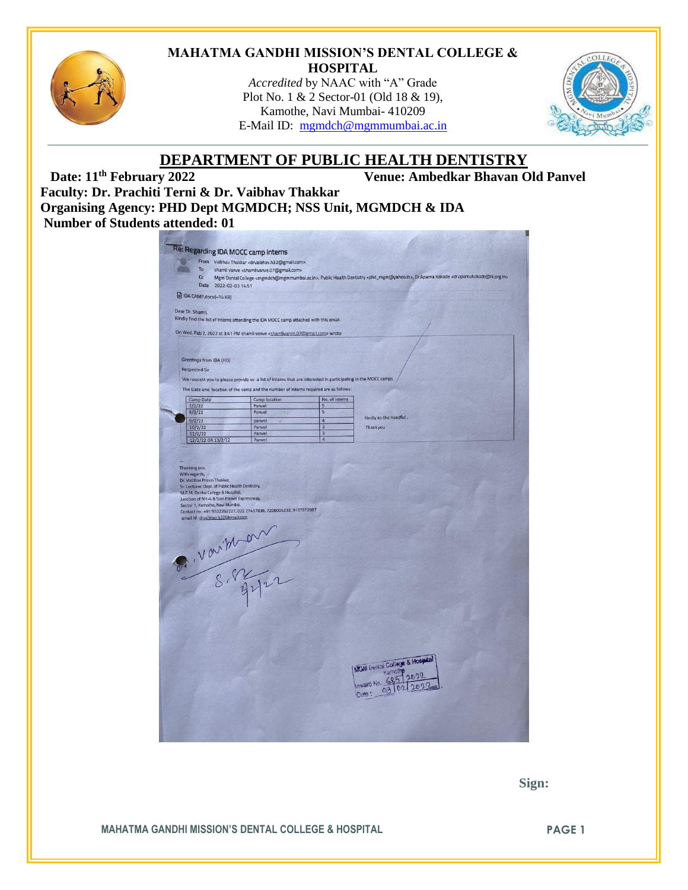# MAHATMA GANDHI MISSION'S DENTAL COLLEGE & HOSPITAL

*Accredited* by NAAC with "A" Grade
Plot No. 1 & 2 Sector-01 (Old 18 & 19),
Kamothe, Navi Mumbai- 410209
E-Mail ID: mgmdch@mgmmumbai.ac.in

## DEPARTMENT OF PUBLIC HEALTH DENTISTRY

**Date: 11th February 2022** **Venue: Ambedkar Bhavan Old Panvel**

**Faculty: Dr. Prachiti Terni & Dr. Vaibhav Thakkar**

**Organising Agency: PHD Dept MGMDCH; NSS Unit, MGMDCH & IDA**

**Number of Students attended: 01**

### Re: Regarding IDA MOCC camp interns

From Vaibhav Thakkar <drvaibhav.h32@gmail.com>
To shamli vanve <shamlivanve.07@gmail.com>
Cc Mgm Dental College <mgmdch@mgmmumbai.ac.in>, Public Health Dentistry <phd_mgm@yahoo.in>, Dr.Aparna Kokode <dr.aparnakokode@ida.org.in>
Date 2022-02-03 14:51

IDA CAMP.docx(~14 KB)

Dear Dr. Shamli,
Kindly find the list of interns attending the IDA MOCC camp attached with this email.

On Wed, Feb 2, 2022 at 3:41 PM shamli vanve <shamlivanve.07@gmail.com> wrote:

Greetings from IDA (HO)
Respected Sir
We request you to please provide us a list of interns that are interested in participating in the MOCC camps.
The Date and location of the camp and the number of interns required are as follows:

| Camp Date | Camp location | No. of interns |
|---|---|---|
| 7/2/22 | Panvel | 5 |
| 8/2/22 | Panvel | 5 |
| 9/2/22 | panvel | 4 |
| 10/2/22 | Panvel | 3 |
| 11/2/22 | Panvel | 3 |
| 12/2/22 OR 13/2/22 | Panvel | 4 |

Kindly do the needful.
Thank you

--
Thanking you.
With regards,
Dr. Vaibhav Pravin Thakker,
Sr. Lecturer, Dept. of Public Health Dentistry,
M.G.M. Dental College & Hospital,
Junction of NH-4 & Sion Panvel Expressway,
Sector 1, Kamothe, Navi Mumbai.
Contact no: +91 9322262227, 022 27437836, 7208004232, 9137572987
email id : drvaibhav.h32@gmail.com

Vaibhav
8.2/22
3/2/22

MGM Dental College & Hospital
Kamothe
Inward No. 685/2022
Date: 03/02/2022

**Sign:**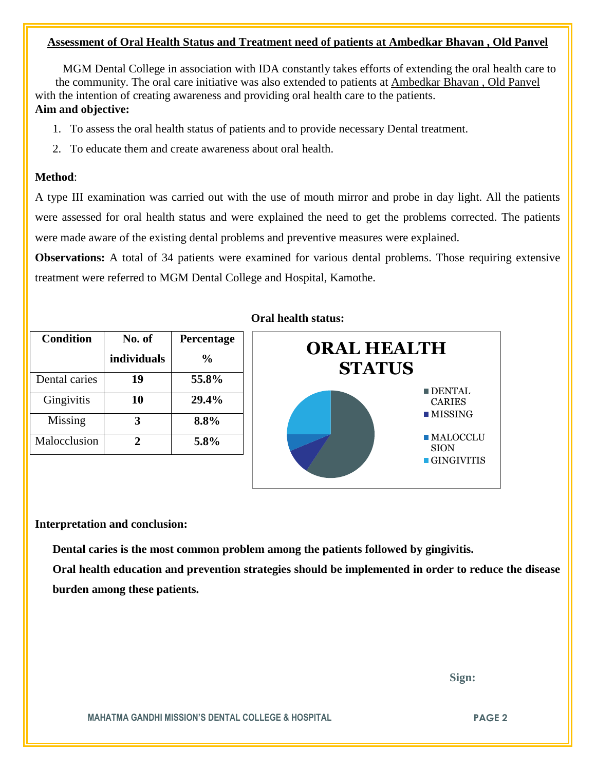## Assessment of Oral Health Status and Treatment need of patients at Ambedkar Bhavan , Old Panvel

MGM Dental College in association with IDA constantly takes efforts of extending the oral health care to the community. The oral care initiative was also extended to patients at Ambedkar Bhavan , Old Panvel with the intention of creating awareness and providing oral health care to the patients.

**Aim and objective:**

1. To assess the oral health status of patients and to provide necessary Dental treatment.
2. To educate them and create awareness about oral health.

**Method**:

A type III examination was carried out with the use of mouth mirror and probe in day light. All the patients were assessed for oral health status and were explained the need to get the problems corrected. The patients were made aware of the existing dental problems and preventive measures were explained.

**Observations:** A total of 34 patients were examined for various dental problems. Those requiring extensive treatment were referred to MGM Dental College and Hospital, Kamothe.

| Condition | No. of individuals | Percentage % |
|---|---|---|
| Dental caries | **19** | **55.8%** |
| Gingivitis | **10** | **29.4%** |
| Missing | **3** | **8.8%** |
| Malocclusion | **2** | **5.8%** |

**Oral health status:**

**ORAL HEALTH STATUS**

- DENTAL CARIES
- MISSING
- MALOCCLUSION
- GINGIVITIS

**Interpretation and conclusion:**

**Dental caries is the most common problem among the patients followed by gingivitis.**

**Oral health education and prevention strategies should be implemented in order to reduce the disease burden among these patients.**

**Sign:**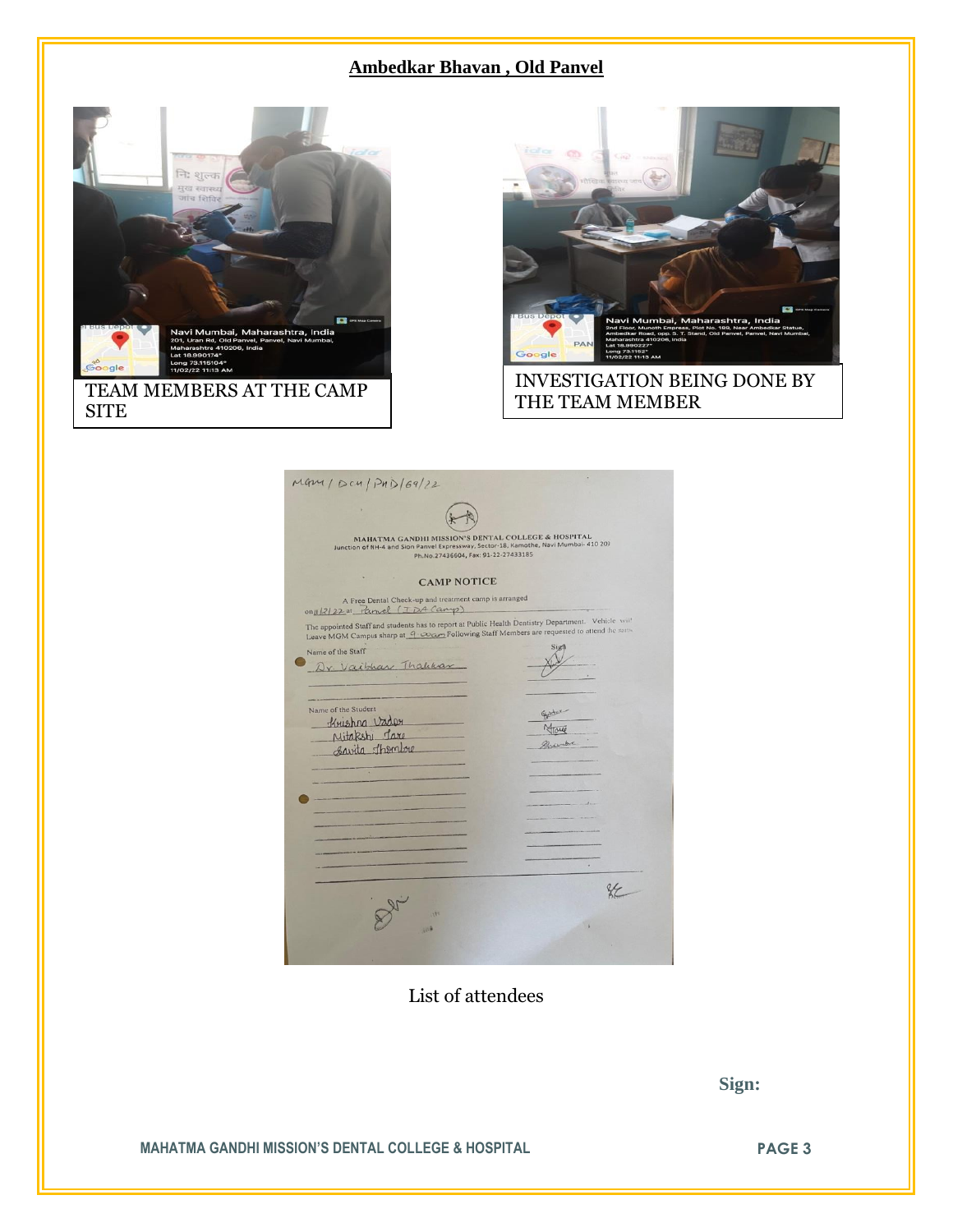**Ambedkar Bhavan , Old Panvel**

TEAM MEMBERS AT THE CAMP SITE

INVESTIGATION BEING DONE BY THE TEAM MEMBER

List of attendees

**Sign:**